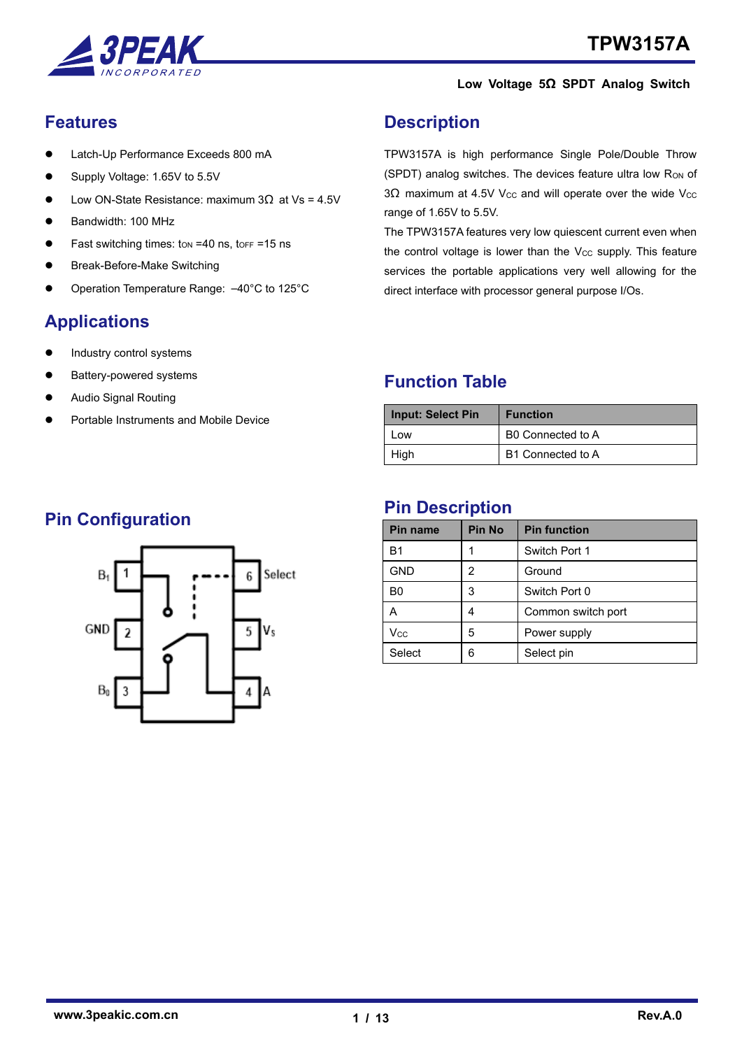# TPW3157A

**Low Voltage 5Ω SPDT Analog Switch**

## Features

- Latch-Up Performance Exceeds 800 mA
- Supply Voltage: 1.65V to 5.5V
- Low ON-State Resistance: maximum 3Ω at Vs = 4.5V
- Bandwidth: 100 MHz
- Fast switching times: $t_{ON}$ =40 ns, $t_{OFF}$ =15 ns
- Break-Before-Make Switching
- Operation Temperature Range: –40°C to 125°C

## Applications

- Industry control systems
- Battery-powered systems
- Audio Signal Routing
- Portable Instruments and Mobile Device

## Description

TPW3157A is high performance Single Pole/Double Throw (SPDT) analog switches. The devices feature ultra low $R_{ON}$ of 3Ω maximum at 4.5V $V_{CC}$ and will operate over the wide $V_{CC}$ range of 1.65V to 5.5V.

The TPW3157A features very low quiescent current even when the control voltage is lower than the $V_{CC}$ supply. This feature services the portable applications very well allowing for the direct interface with processor general purpose I/Os.

## Function Table

| Input: Select Pin | Function |
|---|---|
| Low | B0 Connected to A |
| High | B1 Connected to A |

## Pin Configuration

| Pin | Name | Pin | Name |
|---|---|---|---|
| 1 | $B_1$ | 6 | Select |
| 2 | GND | 5 | $V_S$ |
| 3 | $B_0$ | 4 | A |

## Pin Description

| Pin name | Pin No | Pin function |
|---|---|---|
| B1 | 1 | Switch Port 1 |
| GND | 2 | Ground |
| B0 | 3 | Switch Port 0 |
| A | 4 | Common switch port |
| $V_{CC}$ | 5 | Power supply |
| Select | 6 | Select pin |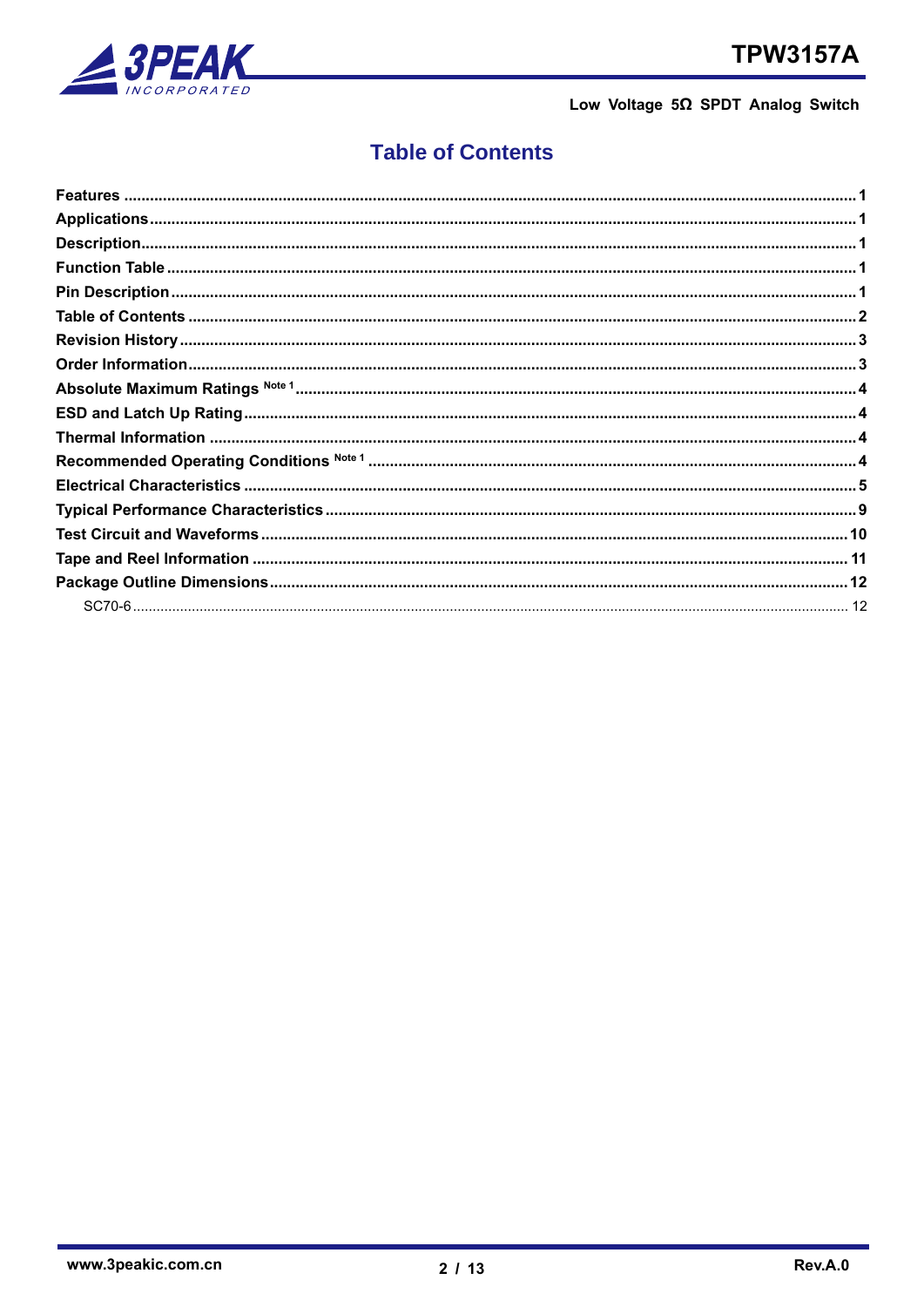# Table of Contents

- **Features** ..... 1
- **Applications** ..... 1
- **Description** ..... 1
- **Function Table** ..... 1
- **Pin Description** ..... 1
- **Table of Contents** ..... 2
- **Revision History** ..... 3
- **Order Information** ..... 3
- **Absolute Maximum Ratings** Note 1 ..... 4
- **ESD and Latch Up Rating** ..... 4
- **Thermal Information** ..... 4
- **Recommended Operating Conditions** Note 1 ..... 4
- **Electrical Characteristics** ..... 5
- **Typical Performance Characteristics** ..... 9
- **Test Circuit and Waveforms** ..... 10
- **Tape and Reel Information** ..... 11
- **Package Outline Dimensions** ..... 12
    - SC70-6 ..... 12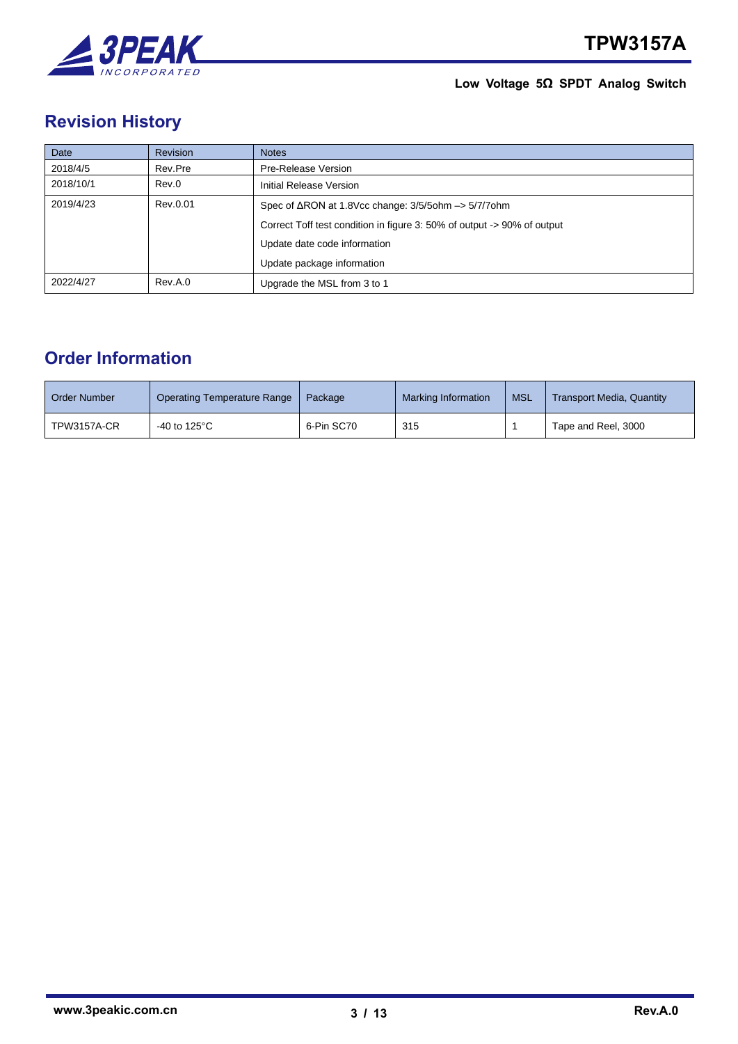## Revision History

| Date | Revision | Notes |
|---|---|---|
| 2018/4/5 | Rev.Pre | Pre-Release Version |
| 2018/10/1 | Rev.0 | Initial Release Version |
| 2019/4/23 | Rev.0.01 | Spec of ΔRON at 1.8Vcc change: 3/5/5ohm –> 5/7/7ohm<br>Correct Toff test condition in figure 3: 50% of output -> 90% of output<br>Update date code information<br>Update package information |
| 2022/4/27 | Rev.A.0 | Upgrade the MSL from 3 to 1 |

## Order Information

| Order Number | Operating Temperature Range | Package | Marking Information | MSL | Transport Media, Quantity |
|---|---|---|---|---|---|
| TPW3157A-CR | -40 to 125°C | 6-Pin SC70 | 315 | 1 | Tape and Reel, 3000 |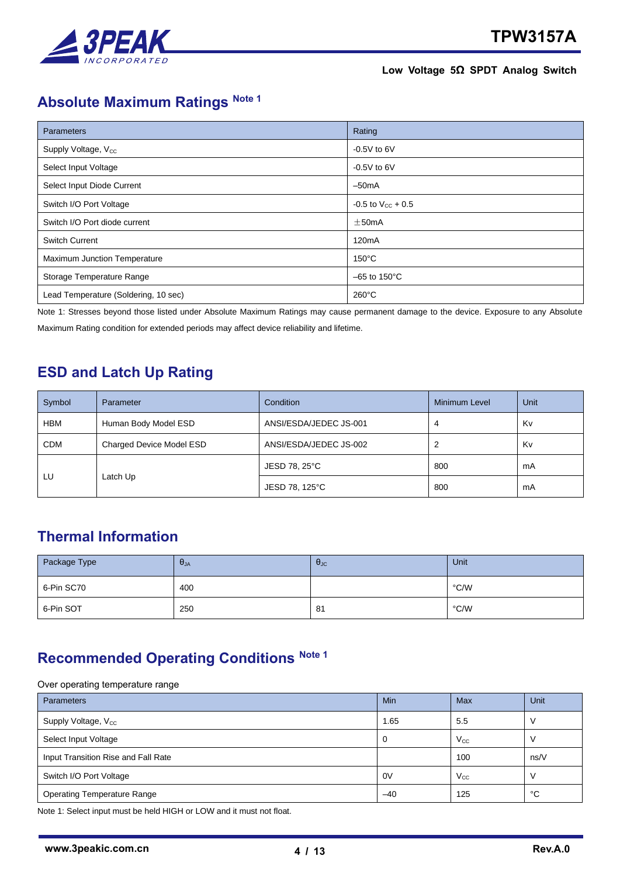## Absolute Maximum Ratings Note 1

| Parameters | Rating |
|---|---|
| Supply Voltage, $V_{CC}$ | -0.5V to 6V |
| Select Input Voltage | -0.5V to 6V |
| Select Input Diode Current | –50mA |
| Switch I/O Port Voltage | -0.5 to $V_{CC}$ + 0.5 |
| Switch I/O Port diode current | ±50mA |
| Switch Current | 120mA |
| Maximum Junction Temperature | 150°C |
| Storage Temperature Range | –65 to 150°C |
| Lead Temperature (Soldering, 10 sec) | 260°C |

Note 1: Stresses beyond those listed under Absolute Maximum Ratings may cause permanent damage to the device. Exposure to any Absolute Maximum Rating condition for extended periods may affect device reliability and lifetime.

## ESD and Latch Up Rating

| Symbol | Parameter | Condition | Minimum Level | Unit |
|---|---|---|---|---|
| HBM | Human Body Model ESD | ANSI/ESDA/JEDEC JS-001 | 4 | Kv |
| CDM | Charged Device Model ESD | ANSI/ESDA/JEDEC JS-002 | 2 | Kv |
| LU | Latch Up | JESD 78, 25°C | 800 | mA |
| | | JESD 78, 125°C | 800 | mA |

## Thermal Information

| Package Type | $\theta_{JA}$ | $\theta_{JC}$ | Unit |
|---|---|---|---|
| 6-Pin SC70 | 400 | | °C/W |
| 6-Pin SOT | 250 | 81 | °C/W |

## Recommended Operating Conditions Note 1

Over operating temperature range

| Parameters | Min | Max | Unit |
|---|---|---|---|
| Supply Voltage, $V_{CC}$ | 1.65 | 5.5 | V |
| Select Input Voltage | 0 | $V_{CC}$ | V |
| Input Transition Rise and Fall Rate | | 100 | ns/V |
| Switch I/O Port Voltage | 0V | $V_{CC}$ | V |
| Operating Temperature Range | –40 | 125 | °C |

Note 1: Select input must be held HIGH or LOW and it must not float.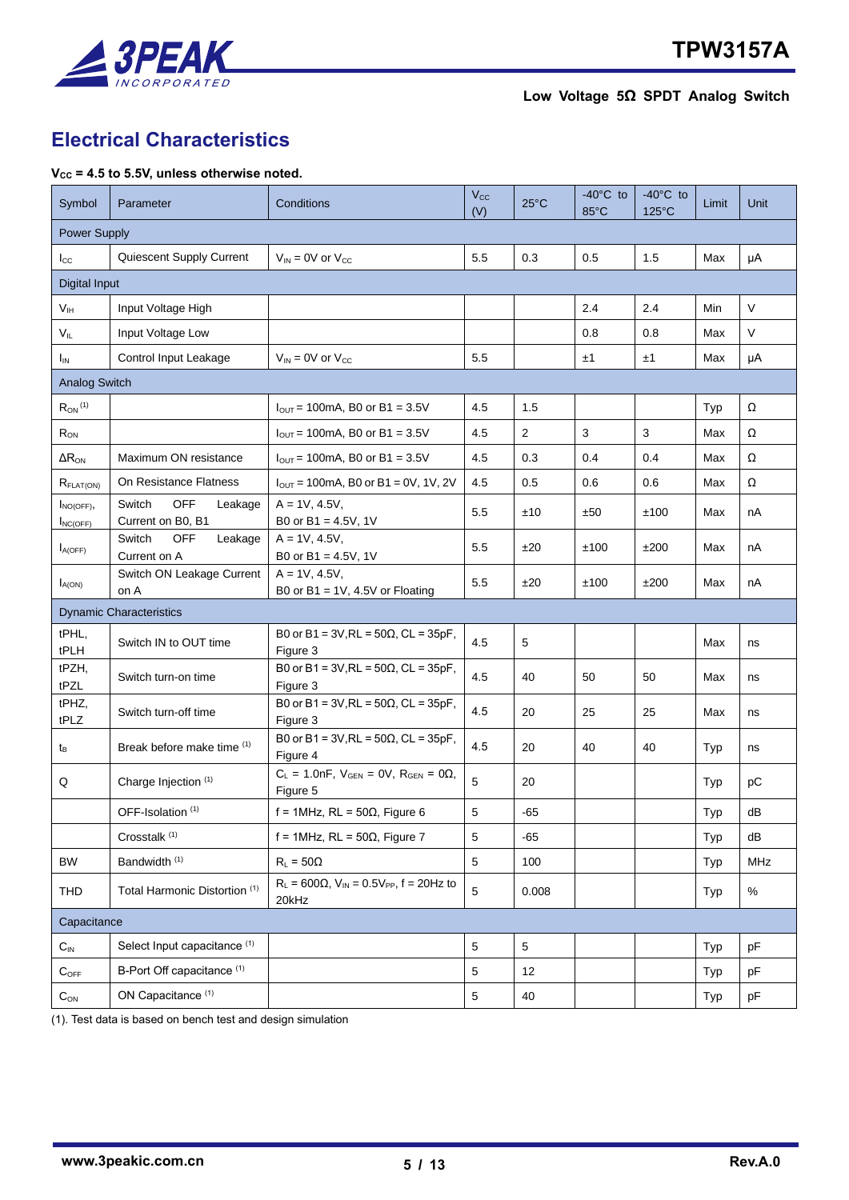## Electrical Characteristics

**$V_{CC}$ = 4.5 to 5.5V, unless otherwise noted.**

| Symbol | Parameter | Conditions | $V_{CC}$ (V) | 25°C | -40°C to 85°C | -40°C to 125°C | Limit | Unit |
|---|---|---|---|---|---|---|---|---|
| Power Supply | | | | | | | | |
| $I_{CC}$ | Quiescent Supply Current | $V_{IN}$ = 0V or $V_{CC}$ | 5.5 | 0.3 | 0.5 | 1.5 | Max | μA |
| Digital Input | | | | | | | | |
| $V_{IH}$ | Input Voltage High | | | | 2.4 | 2.4 | Min | V |
| $V_{IL}$ | Input Voltage Low | | | | 0.8 | 0.8 | Max | V |
| $I_{IN}$ | Control Input Leakage | $V_{IN}$ = 0V or $V_{CC}$ | 5.5 | | ±1 | ±1 | Max | μA |
| Analog Switch | | | | | | | | |
| $R_{ON}$ (1) | | $I_{OUT}$ = 100mA, B0 or B1 = 3.5V | 4.5 | 1.5 | | | Typ | Ω |
| $R_{ON}$ | | $I_{OUT}$ = 100mA, B0 or B1 = 3.5V | 4.5 | 2 | 3 | 3 | Max | Ω |
| $\Delta R_{ON}$ | Maximum ON resistance | $I_{OUT}$ = 100mA, B0 or B1 = 3.5V | 4.5 | 0.3 | 0.4 | 0.4 | Max | Ω |
| $R_{FLAT(ON)}$ | On Resistance Flatness | $I_{OUT}$ = 100mA, B0 or B1 = 0V, 1V, 2V | 4.5 | 0.5 | 0.6 | 0.6 | Max | Ω |
| $I_{NO(OFF)}$, $I_{NC(OFF)}$ | Switch OFF Leakage Current on B0, B1 | A = 1V, 4.5V, B0 or B1 = 4.5V, 1V | 5.5 | ±10 | ±50 | ±100 | Max | nA |
| $I_{A(OFF)}$ | Switch OFF Leakage Current on A | A = 1V, 4.5V, B0 or B1 = 4.5V, 1V | 5.5 | ±20 | ±100 | ±200 | Max | nA |
| $I_{A(ON)}$ | Switch ON Leakage Current on A | A = 1V, 4.5V, B0 or B1 = 1V, 4.5V or Floating | 5.5 | ±20 | ±100 | ±200 | Max | nA |
| Dynamic Characteristics | | | | | | | | |
| tPHL, tPLH | Switch IN to OUT time | B0 or B1 = 3V,RL = 50Ω, CL = 35pF, Figure 3 | 4.5 | 5 | | | Max | ns |
| tPZH, tPZL | Switch turn-on time | B0 or B1 = 3V,RL = 50Ω, CL = 35pF, Figure 3 | 4.5 | 40 | 50 | 50 | Max | ns |
| tPHZ, tPLZ | Switch turn-off time | B0 or B1 = 3V,RL = 50Ω, CL = 35pF, Figure 3 | 4.5 | 20 | 25 | 25 | Max | ns |
| $t_B$ | Break before make time (1) | B0 or B1 = 3V,RL = 50Ω, CL = 35pF, Figure 4 | 4.5 | 20 | 40 | 40 | Typ | ns |
| Q | Charge Injection (1) | $C_L$ = 1.0nF, $V_{GEN}$ = 0V, $R_{GEN}$ = 0Ω, Figure 5 | 5 | 20 | | | Typ | pC |
| | OFF-Isolation (1) | f = 1MHz, RL = 50Ω, Figure 6 | 5 | -65 | | | Typ | dB |
| | Crosstalk (1) | f = 1MHz, RL = 50Ω, Figure 7 | 5 | -65 | | | Typ | dB |
| BW | Bandwidth (1) | $R_L$ = 50Ω | 5 | 100 | | | Typ | MHz |
| THD | Total Harmonic Distortion (1) | $R_L$ = 600Ω, $V_{IN}$ = 0.5$V_{PP}$, f = 20Hz to 20kHz | 5 | 0.008 | | | Typ | % |
| Capacitance | | | | | | | | |
| $C_{IN}$ | Select Input capacitance (1) | | 5 | 5 | | | Typ | pF |
| $C_{OFF}$ | B-Port Off capacitance (1) | | 5 | 12 | | | Typ | pF |
| $C_{ON}$ | ON Capacitance (1) | | 5 | 40 | | | Typ | pF |

(1). Test data is based on bench test and design simulation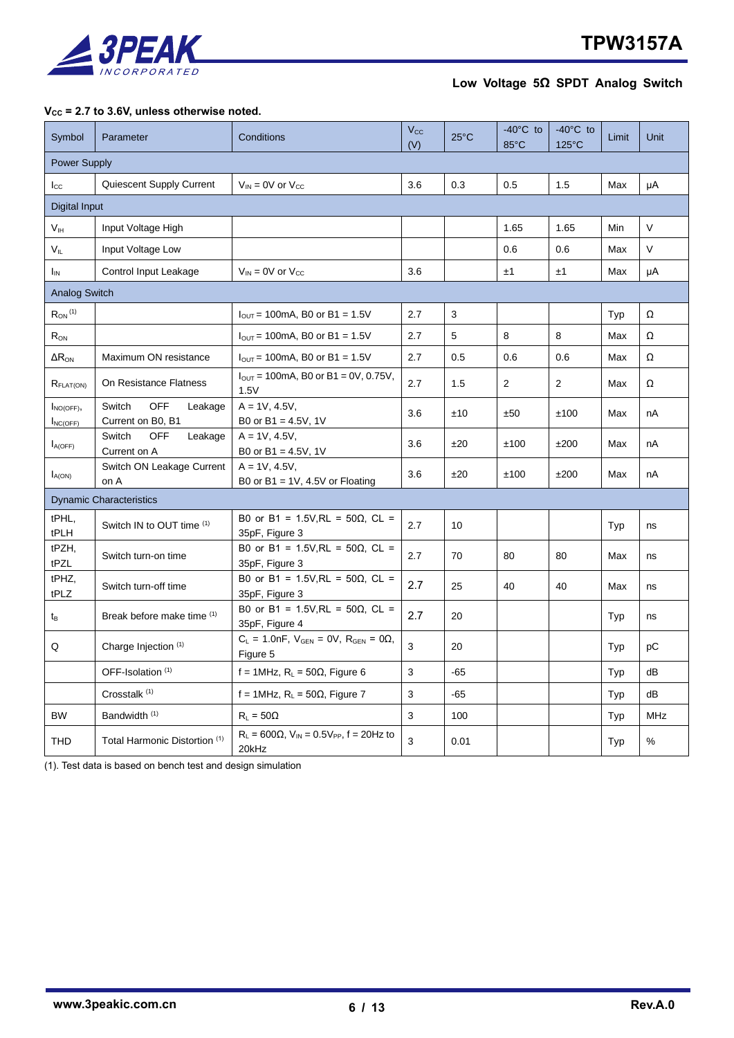**$V_{CC}$ = 2.7 to 3.6V, unless otherwise noted.**

| Symbol | Parameter | Conditions | $V_{CC}$ (V) | 25°C | -40°C to 85°C | -40°C to 125°C | Limit | Unit |
|---|---|---|---|---|---|---|---|---|
| Power Supply | | | | | | | | |
| $I_{CC}$ | Quiescent Supply Current | $V_{IN}$ = 0V or $V_{CC}$ | 3.6 | 0.3 | 0.5 | 1.5 | Max | μA |
| Digital Input | | | | | | | | |
| $V_{IH}$ | Input Voltage High | | | | 1.65 | 1.65 | Min | V |
| $V_{IL}$ | Input Voltage Low | | | | 0.6 | 0.6 | Max | V |
| $I_{IN}$ | Control Input Leakage | $V_{IN}$ = 0V or $V_{CC}$ | 3.6 | | ±1 | ±1 | Max | μA |
| Analog Switch | | | | | | | | |
| $R_{ON}$ (1) | | $I_{OUT}$ = 100mA, B0 or B1 = 1.5V | 2.7 | 3 | | | Typ | Ω |
| $R_{ON}$ | | $I_{OUT}$ = 100mA, B0 or B1 = 1.5V | 2.7 | 5 | 8 | 8 | Max | Ω |
| $\Delta R_{ON}$ | Maximum ON resistance | $I_{OUT}$ = 100mA, B0 or B1 = 1.5V | 2.7 | 0.5 | 0.6 | 0.6 | Max | Ω |
| $R_{FLAT(ON)}$ | On Resistance Flatness | $I_{OUT}$ = 100mA, B0 or B1 = 0V, 0.75V, 1.5V | 2.7 | 1.5 | 2 | 2 | Max | Ω |
| $I_{NO(OFF)}$, $I_{NC(OFF)}$ | Switch OFF Leakage Current on B0, B1 | A = 1V, 4.5V, B0 or B1 = 4.5V, 1V | 3.6 | ±10 | ±50 | ±100 | Max | nA |
| $I_{A(OFF)}$ | Switch OFF Leakage Current on A | A = 1V, 4.5V, B0 or B1 = 4.5V, 1V | 3.6 | ±20 | ±100 | ±200 | Max | nA |
| $I_{A(ON)}$ | Switch ON Leakage Current on A | A = 1V, 4.5V, B0 or B1 = 1V, 4.5V or Floating | 3.6 | ±20 | ±100 | ±200 | Max | nA |
| Dynamic Characteristics | | | | | | | | |
| tPHL, tPLH | Switch IN to OUT time (1) | B0 or B1 = 1.5V, RL = 50Ω, CL = 35pF, Figure 3 | 2.7 | 10 | | | Typ | ns |
| tPZH, tPZL | Switch turn-on time | B0 or B1 = 1.5V, RL = 50Ω, CL = 35pF, Figure 3 | 2.7 | 70 | 80 | 80 | Max | ns |
| tPHZ, tPLZ | Switch turn-off time | B0 or B1 = 1.5V, RL = 50Ω, CL = 35pF, Figure 3 | 2.7 | 25 | 40 | 40 | Max | ns |
| $t_B$ | Break before make time (1) | B0 or B1 = 1.5V, RL = 50Ω, CL = 35pF, Figure 4 | 2.7 | 20 | | | Typ | ns |
| Q | Charge Injection (1) | $C_L$ = 1.0nF, $V_{GEN}$ = 0V, $R_{GEN}$ = 0Ω, Figure 5 | 3 | 20 | | | Typ | pC |
| | OFF-Isolation (1) | f = 1MHz, $R_L$ = 50Ω, Figure 6 | 3 | -65 | | | Typ | dB |
| | Crosstalk (1) | f = 1MHz, $R_L$ = 50Ω, Figure 7 | 3 | -65 | | | Typ | dB |
| BW | Bandwidth (1) | $R_L$ = 50Ω | 3 | 100 | | | Typ | MHz |
| THD | Total Harmonic Distortion (1) | $R_L$ = 600Ω, $V_{IN}$ = 0.5$V_{PP}$, f = 20Hz to 20kHz | 3 | 0.01 | | | Typ | % |

(1). Test data is based on bench test and design simulation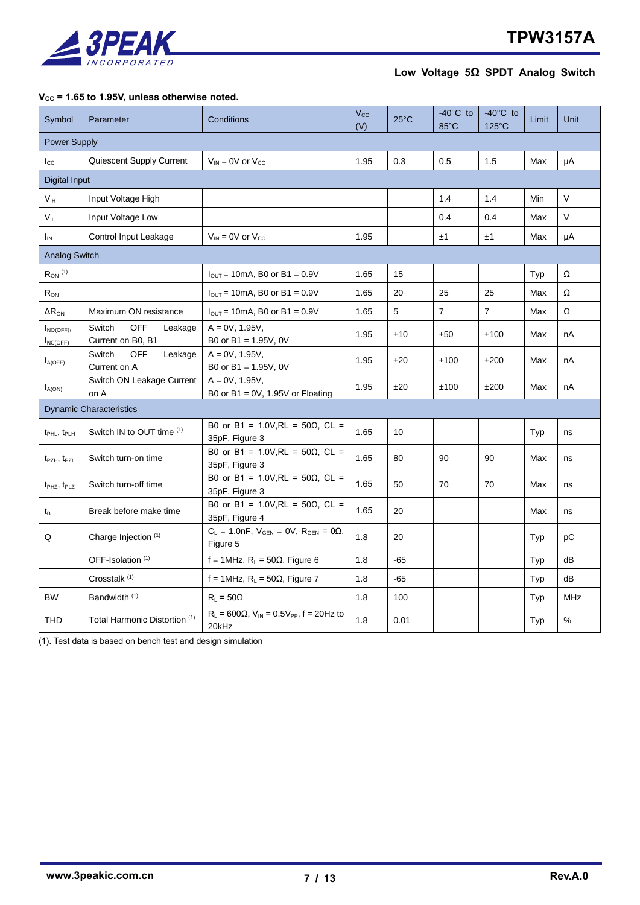**$V_{CC}$ = 1.65 to 1.95V, unless otherwise noted.**

| Symbol | Parameter | Conditions | $V_{CC}$ (V) | 25°C | -40°C to 85°C | -40°C to 125°C | Limit | Unit |
|---|---|---|---|---|---|---|---|---|
| Power Supply | | | | | | | | |
| $I_{CC}$ | Quiescent Supply Current | $V_{IN}$ = 0V or $V_{CC}$ | 1.95 | 0.3 | 0.5 | 1.5 | Max | μA |
| Digital Input | | | | | | | | |
| $V_{IH}$ | Input Voltage High | | | | 1.4 | 1.4 | Min | V |
| $V_{IL}$ | Input Voltage Low | | | | 0.4 | 0.4 | Max | V |
| $I_{IN}$ | Control Input Leakage | $V_{IN}$ = 0V or $V_{CC}$ | 1.95 | | ±1 | ±1 | Max | μA |
| Analog Switch | | | | | | | | |
| $R_{ON}$ (1) | | $I_{OUT}$ = 10mA, B0 or B1 = 0.9V | 1.65 | 15 | | | Typ | Ω |
| $R_{ON}$ | | $I_{OUT}$ = 10mA, B0 or B1 = 0.9V | 1.65 | 20 | 25 | 25 | Max | Ω |
| $\Delta R_{ON}$ | Maximum ON resistance | $I_{OUT}$ = 10mA, B0 or B1 = 0.9V | 1.65 | 5 | 7 | 7 | Max | Ω |
| $I_{NO(OFF)}$, $I_{NC(OFF)}$ | Switch OFF Leakage Current on B0, B1 | A = 0V, 1.95V, B0 or B1 = 1.95V, 0V | 1.95 | ±10 | ±50 | ±100 | Max | nA |
| $I_{A(OFF)}$ | Switch OFF Leakage Current on A | A = 0V, 1.95V, B0 or B1 = 1.95V, 0V | 1.95 | ±20 | ±100 | ±200 | Max | nA |
| $I_{A(ON)}$ | Switch ON Leakage Current on A | A = 0V, 1.95V, B0 or B1 = 0V, 1.95V or Floating | 1.95 | ±20 | ±100 | ±200 | Max | nA |
| Dynamic Characteristics | | | | | | | | |
| $t_{PHL}$, $t_{PLH}$ | Switch IN to OUT time (1) | B0 or B1 = 1.0V,RL = 50Ω, CL = 35pF, Figure 3 | 1.65 | 10 | | | Typ | ns |
| $t_{PZH}$, $t_{PZL}$ | Switch turn-on time | B0 or B1 = 1.0V,RL = 50Ω, CL = 35pF, Figure 3 | 1.65 | 80 | 90 | 90 | Max | ns |
| $t_{PHZ}$, $t_{PLZ}$ | Switch turn-off time | B0 or B1 = 1.0V,RL = 50Ω, CL = 35pF, Figure 3 | 1.65 | 50 | 70 | 70 | Max | ns |
| $t_B$ | Break before make time | B0 or B1 = 1.0V,RL = 50Ω, CL = 35pF, Figure 4 | 1.65 | 20 | | | Max | ns |
| Q | Charge Injection (1) | $C_L$ = 1.0nF, $V_{GEN}$ = 0V, $R_{GEN}$ = 0Ω, Figure 5 | 1.8 | 20 | | | Typ | pC |
| | OFF-Isolation (1) | f = 1MHz, $R_L$ = 50Ω, Figure 6 | 1.8 | -65 | | | Typ | dB |
| | Crosstalk (1) | f = 1MHz, $R_L$ = 50Ω, Figure 7 | 1.8 | -65 | | | Typ | dB |
| BW | Bandwidth (1) | $R_L$ = 50Ω | 1.8 | 100 | | | Typ | MHz |
| THD | Total Harmonic Distortion (1) | $R_L$ = 600Ω, $V_{IN}$ = 0.5$V_{PP}$, f = 20Hz to 20kHz | 1.8 | 0.01 | | | Typ | % |

(1). Test data is based on bench test and design simulation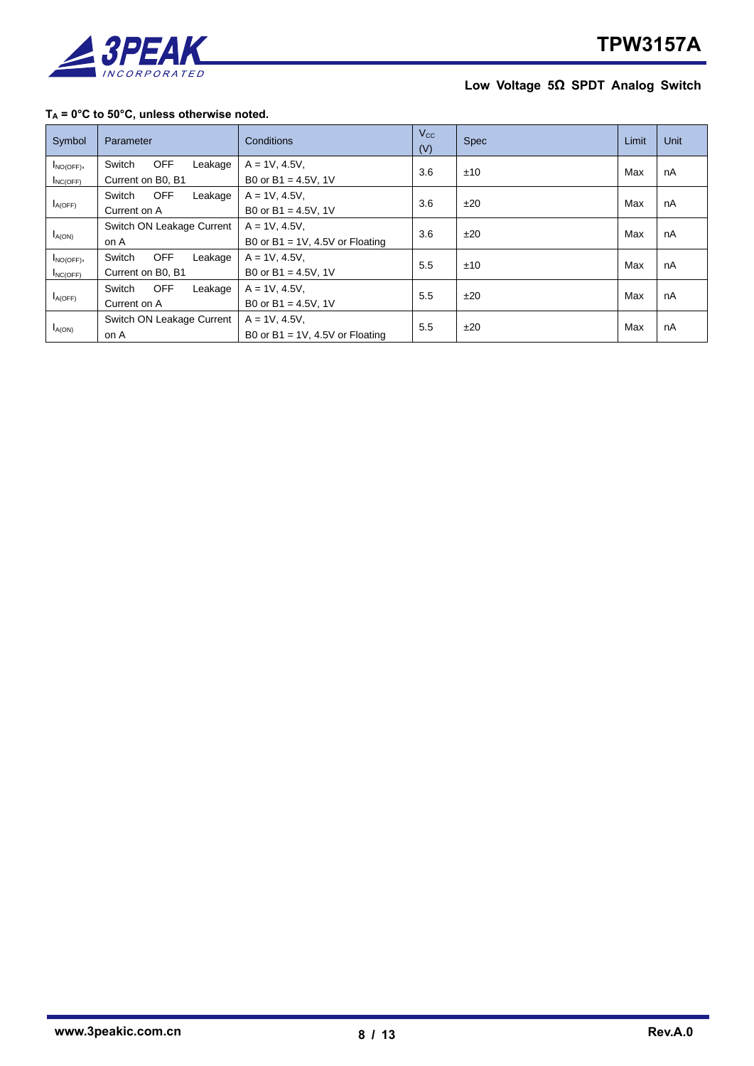**$T_A$ = 0°C to 50°C, unless otherwise noted.**

| Symbol | Parameter | Conditions | $V_{CC}$ (V) | Spec | Limit | Unit |
|---|---|---|---|---|---|---|
| $I_{NO(OFF)}$, $I_{NC(OFF)}$ | Switch OFF Leakage Current on B0, B1 | A = 1V, 4.5V, B0 or B1 = 4.5V, 1V | 3.6 | ±10 | Max | nA |
| $I_{A(OFF)}$ | Switch OFF Leakage Current on A | A = 1V, 4.5V, B0 or B1 = 4.5V, 1V | 3.6 | ±20 | Max | nA |
| $I_{A(ON)}$ | Switch ON Leakage Current on A | A = 1V, 4.5V, B0 or B1 = 1V, 4.5V or Floating | 3.6 | ±20 | Max | nA |
| $I_{NO(OFF)}$, $I_{NC(OFF)}$ | Switch OFF Leakage Current on B0, B1 | A = 1V, 4.5V, B0 or B1 = 4.5V, 1V | 5.5 | ±10 | Max | nA |
| $I_{A(OFF)}$ | Switch OFF Leakage Current on A | A = 1V, 4.5V, B0 or B1 = 4.5V, 1V | 5.5 | ±20 | Max | nA |
| $I_{A(ON)}$ | Switch ON Leakage Current on A | A = 1V, 4.5V, B0 or B1 = 1V, 4.5V or Floating | 5.5 | ±20 | Max | nA |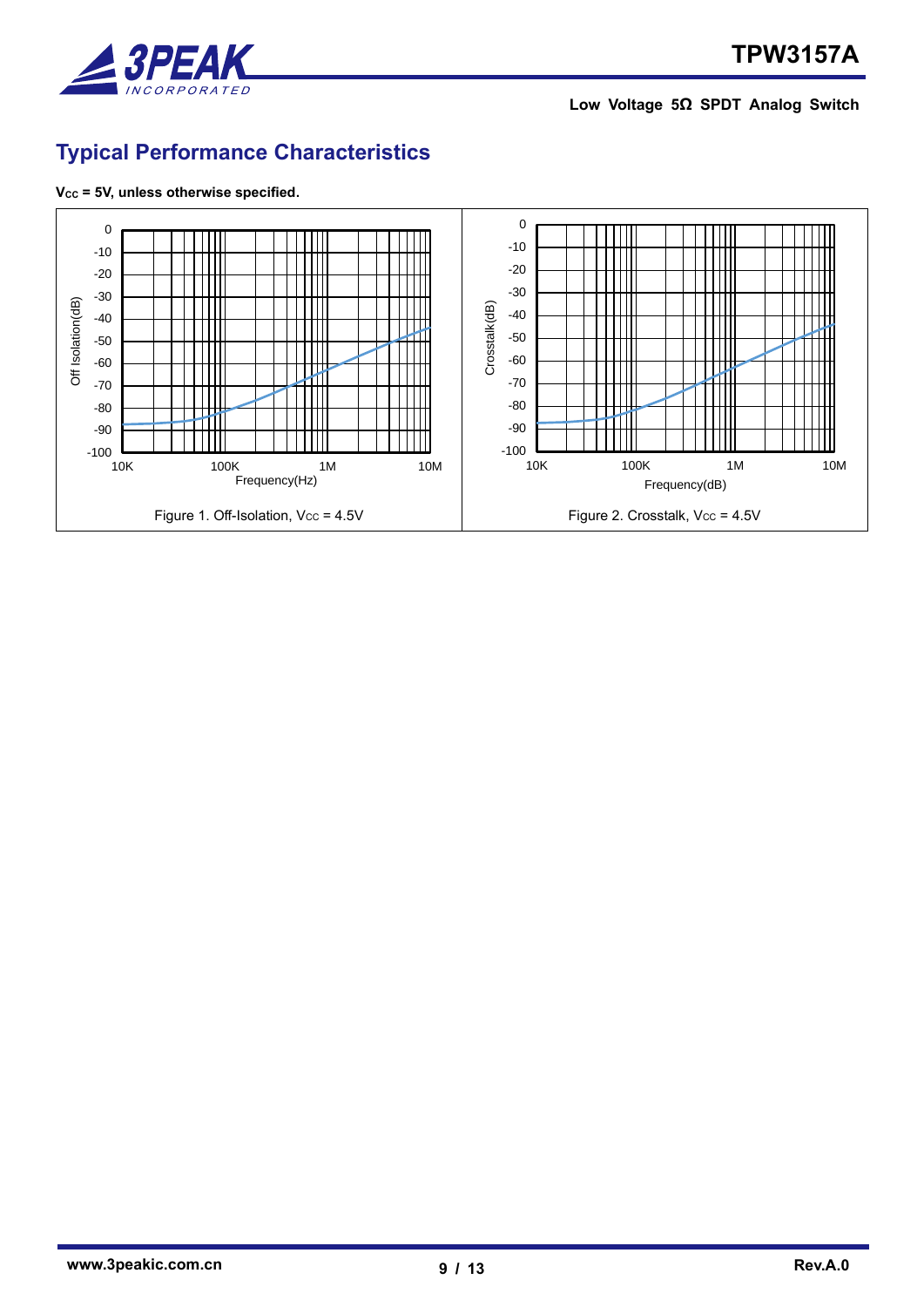# Typical Performance Characteristics

**$V_{CC}$ = 5V, unless otherwise specified.**

Figure 1. Off-Isolation, $V_{CC}$ = 4.5V

Figure 2. Crosstalk, $V_{CC}$ = 4.5V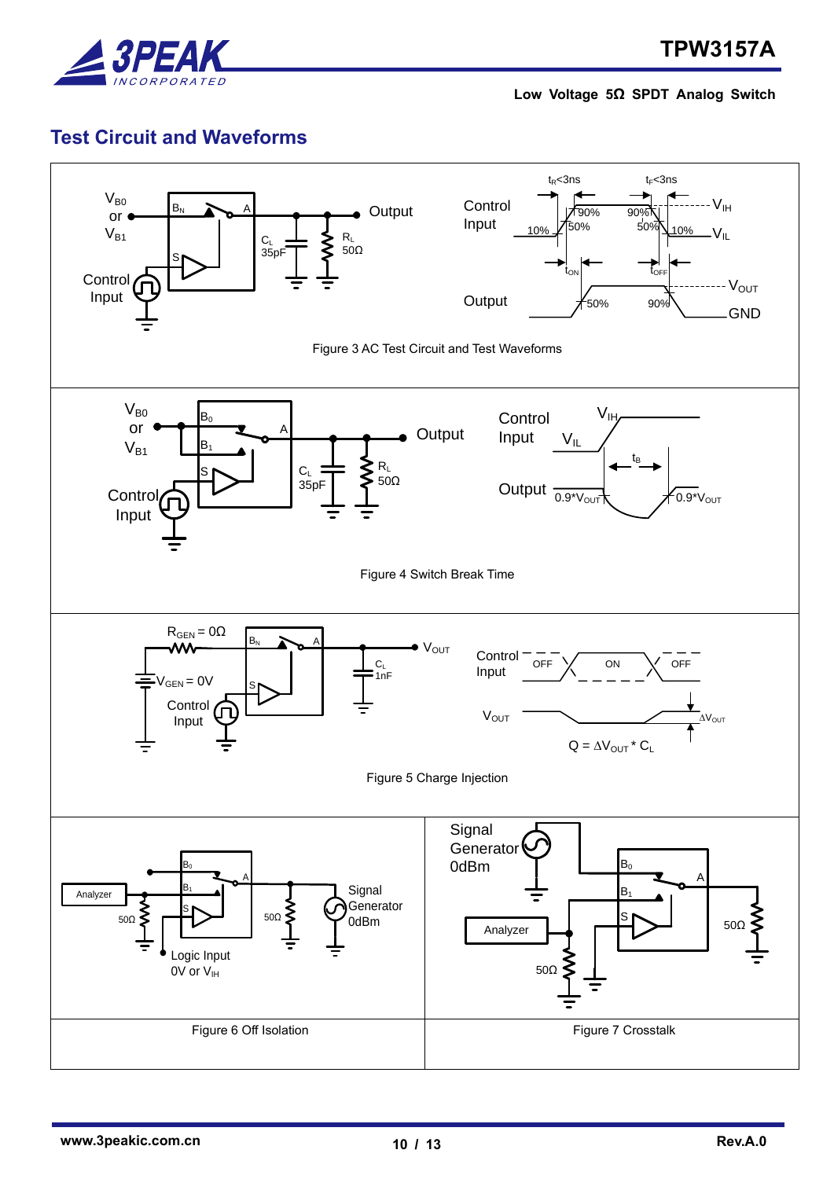## Test Circuit and Waveforms

Figure 3 AC Test Circuit and Test Waveforms

Figure 4 Switch Break Time

Figure 5 Charge Injection

$Q = \Delta V_{OUT} * C_L$

Figure 6 Off Isolation

Figure 7 Crosstalk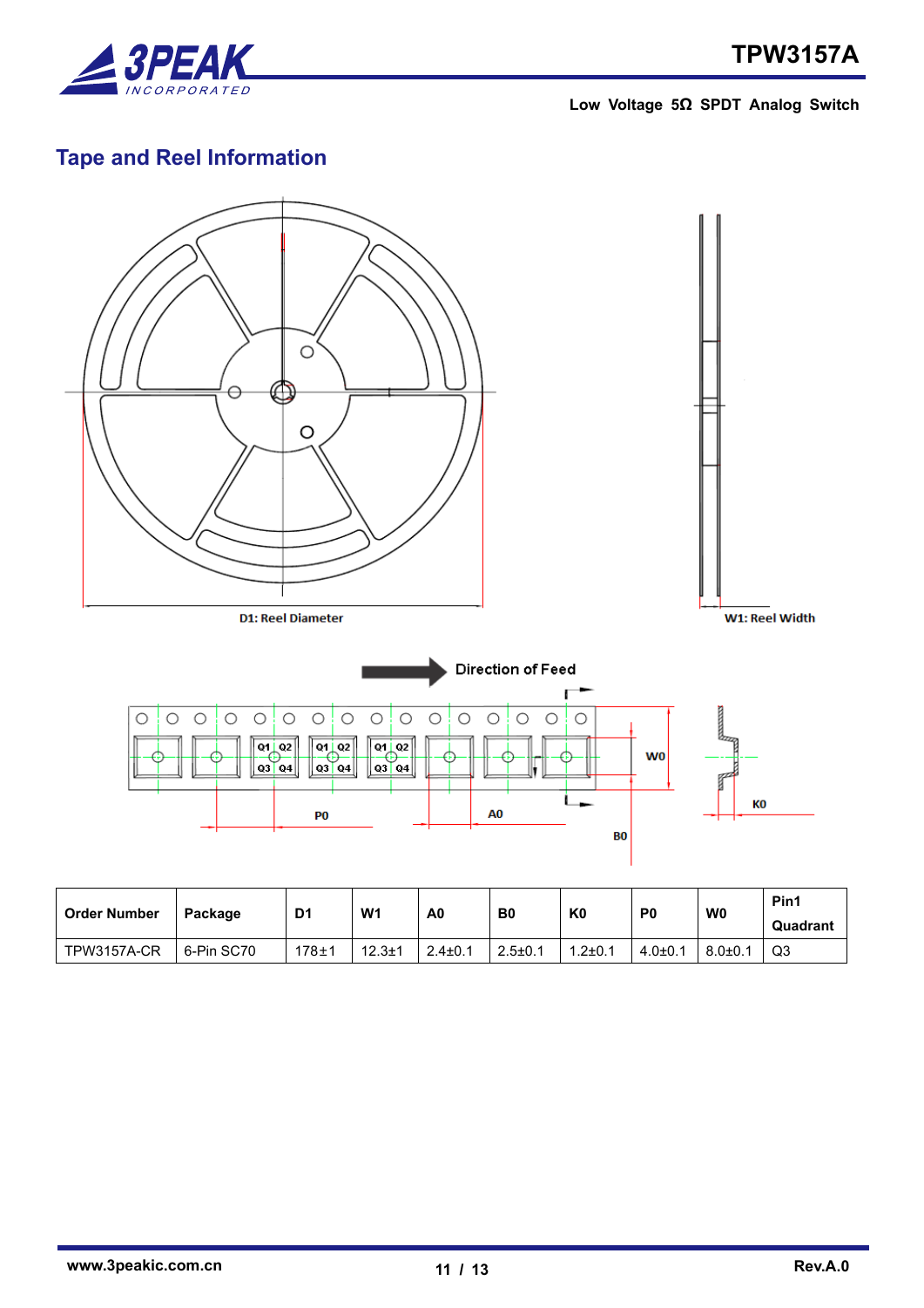## Tape and Reel Information

D1: Reel Diameter

W1: Reel Width

Direction of Feed

| Order Number | Package | D1 | W1 | A0 | B0 | K0 | P0 | W0 | Pin1 Quadrant |
|---|---|---|---|---|---|---|---|---|---|
| TPW3157A-CR | 6-Pin SC70 | 178±1 | 12.3±1 | 2.4±0.1 | 2.5±0.1 | 1.2±0.1 | 4.0±0.1 | 8.0±0.1 | Q3 |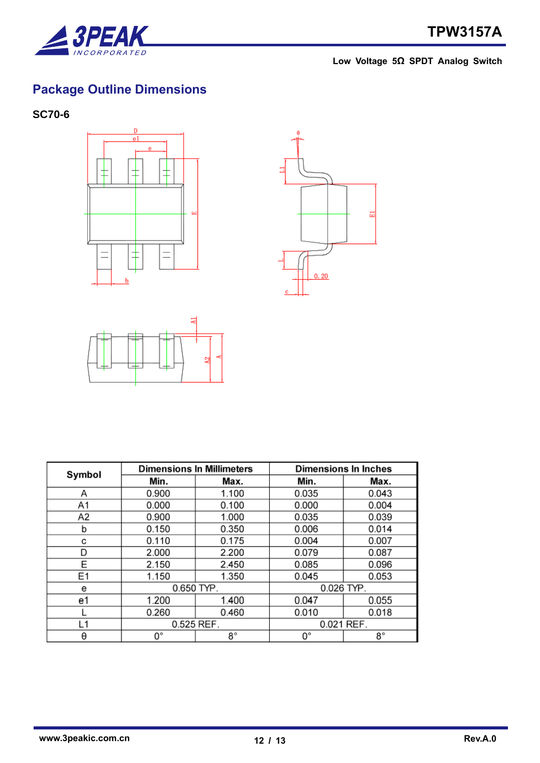## Package Outline Dimensions

### SC70-6

| Symbol | Dimensions In Millimeters | | Dimensions In Inches | |
|---|---|---|---|---|
| | Min. | Max. | Min. | Max. |
| A | 0.900 | 1.100 | 0.035 | 0.043 |
| A1 | 0.000 | 0.100 | 0.000 | 0.004 |
| A2 | 0.900 | 1.000 | 0.035 | 0.039 |
| b | 0.150 | 0.350 | 0.006 | 0.014 |
| c | 0.110 | 0.175 | 0.004 | 0.007 |
| D | 2.000 | 2.200 | 0.079 | 0.087 |
| E | 2.150 | 2.450 | 0.085 | 0.096 |
| E1 | 1.150 | 1.350 | 0.045 | 0.053 |
| e | 0.650 TYP. | | 0.026 TYP. | |
| e1 | 1.200 | 1.400 | 0.047 | 0.055 |
| L | 0.260 | 0.460 | 0.010 | 0.018 |
| L1 | 0.525 REF. | | 0.021 REF. | |
| θ | 0° | 8° | 0° | 8° |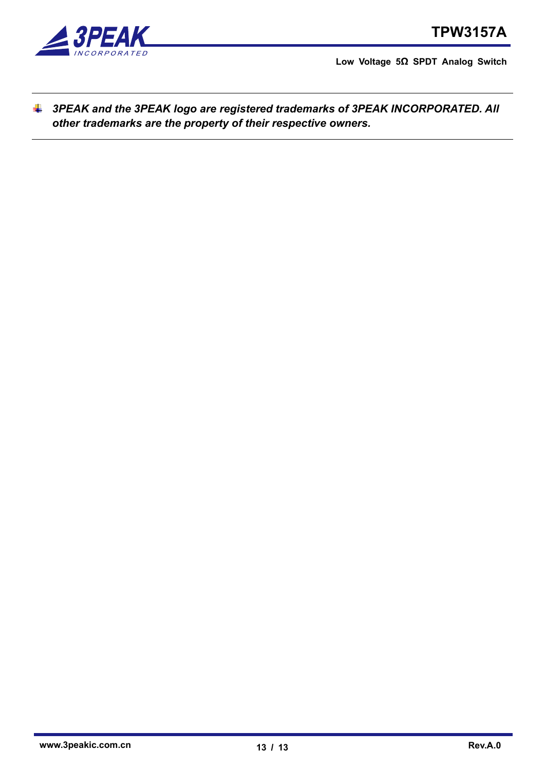- ***3PEAK and the 3PEAK logo are registered trademarks of 3PEAK INCORPORATED. All other trademarks are the property of their respective owners.***